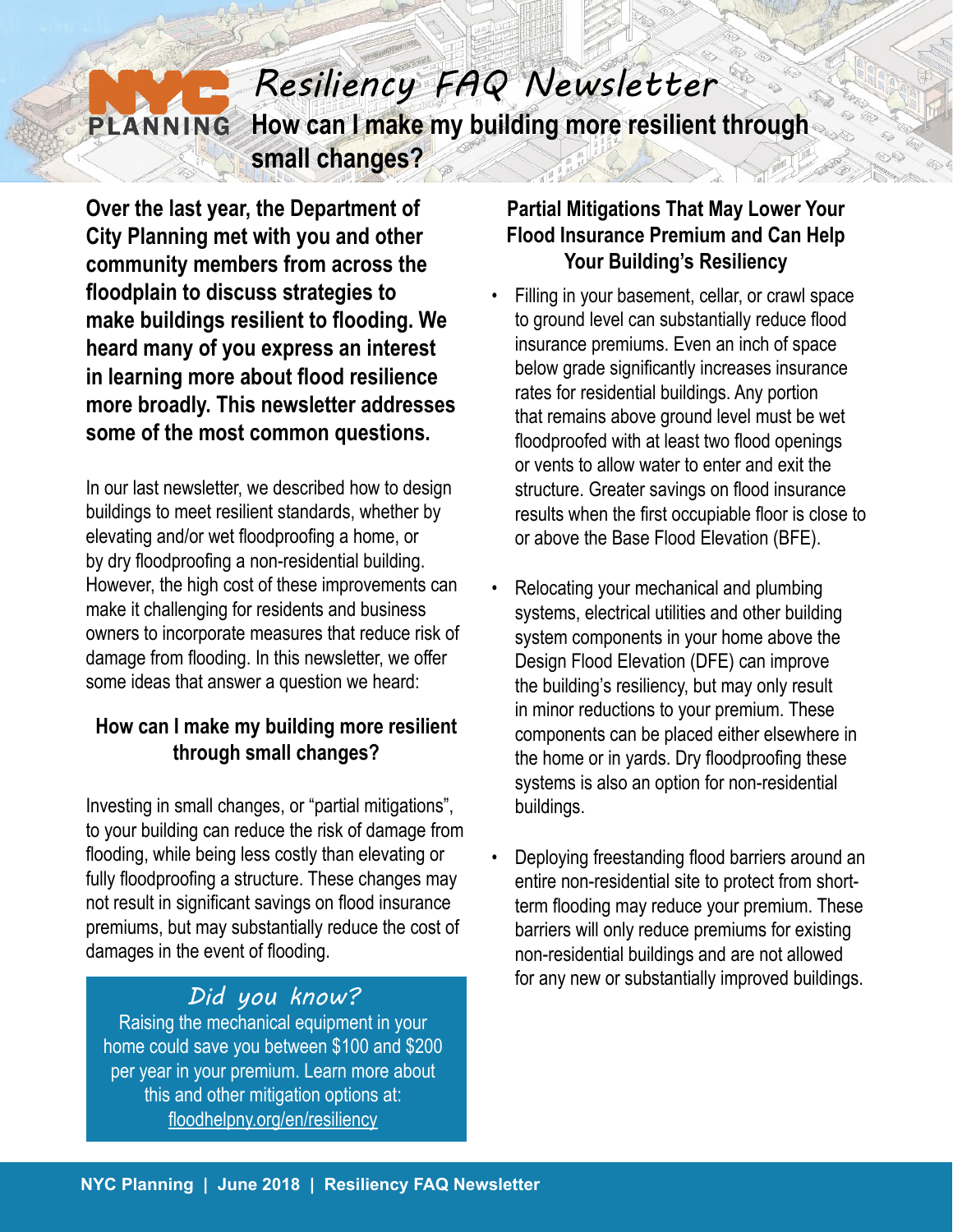# Resiliency FAQ Newsletter

## How can I make my building more resilient through small changes?

**Over the last year, the Department of City Planning met with you and other community members from across the floodplain to discuss strategies to make buildings resilient to flooding. We heard many of you express an interest in learning more about flood resilience more broadly. This newsletter addresses some of the most common questions.**

In our last newsletter, we described how to design buildings to meet resilient standards, whether by elevating and/or wet floodproofing a home, or by dry floodproofing a non-residential building. However, the high cost of these improvements can make it challenging for residents and business owners to incorporate measures that reduce risk of damage from flooding. In this newsletter, we offer some ideas that answer a question we heard:

### How can I make my building more resilient through small changes?

Investing in small changes, or "partial mitigations", to your building can reduce the risk of damage from flooding, while being less costly than elevating or fully floodproofing a structure. These changes may not result in significant savings on flood insurance premiums, but may substantially reduce the cost of damages in the event of flooding.

> *Did you know?*
>
> Raising the mechanical equipment in your home could save you between $100 and $200 per year in your premium. Learn more about this and other mitigation options at: floodhelpny.org/en/resiliency

### Partial Mitigations That May Lower Your Flood Insurance Premium and Can Help Your Building's Resiliency

- Filling in your basement, cellar, or crawl space to ground level can substantially reduce flood insurance premiums. Even an inch of space below grade significantly increases insurance rates for residential buildings. Any portion that remains above ground level must be wet floodproofed with at least two flood openings or vents to allow water to enter and exit the structure. Greater savings on flood insurance results when the first occupiable floor is close to or above the Base Flood Elevation (BFE).

- Relocating your mechanical and plumbing systems, electrical utilities and other building system components in your home above the Design Flood Elevation (DFE) can improve the building's resiliency, but may only result in minor reductions to your premium. These components can be placed either elsewhere in the home or in yards. Dry floodproofing these systems is also an option for non-residential buildings.

- Deploying freestanding flood barriers around an entire non-residential site to protect from short-term flooding may reduce your premium. These barriers will only reduce premiums for existing non-residential buildings and are not allowed for any new or substantially improved buildings.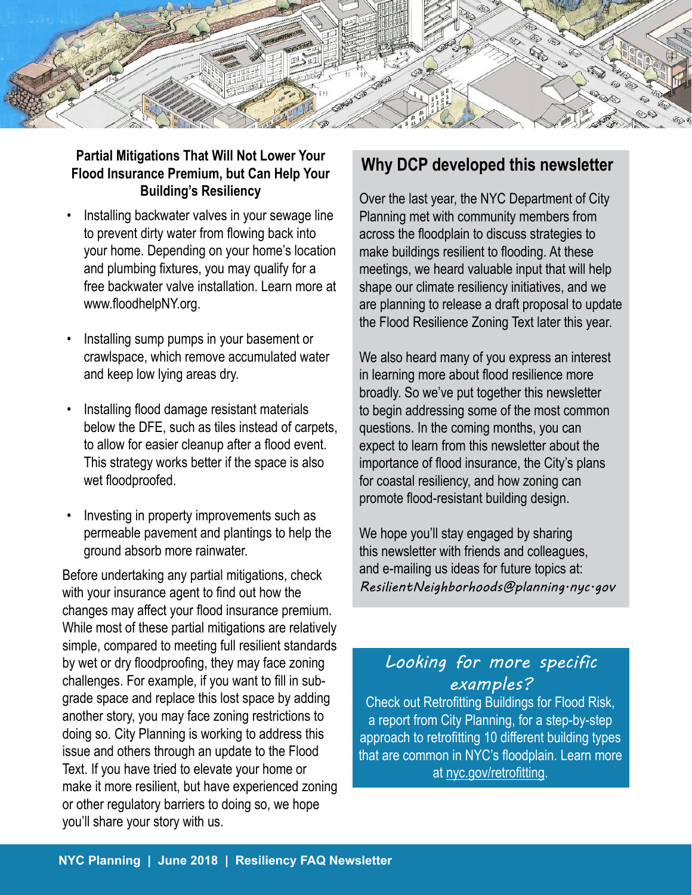### Partial Mitigations That Will Not Lower Your Flood Insurance Premium, but Can Help Your Building's Resiliency

- Installing backwater valves in your sewage line to prevent dirty water from flowing back into your home. Depending on your home's location and plumbing fixtures, you may qualify for a free backwater valve installation. Learn more at www.floodhelpNY.org.
- Installing sump pumps in your basement or crawlspace, which remove accumulated water and keep low lying areas dry.
- Installing flood damage resistant materials below the DFE, such as tiles instead of carpets, to allow for easier cleanup after a flood event. This strategy works better if the space is also wet floodproofed.
- Investing in property improvements such as permeable pavement and plantings to help the ground absorb more rainwater.

Before undertaking any partial mitigations, check with your insurance agent to find out how the changes may affect your flood insurance premium. While most of these partial mitigations are relatively simple, compared to meeting full resilient standards by wet or dry floodproofing, they may face zoning challenges. For example, if you want to fill in sub-grade space and replace this lost space by adding another story, you may face zoning restrictions to doing so. City Planning is working to address this issue and others through an update to the Flood Text. If you have tried to elevate your home or make it more resilient, but have experienced zoning or other regulatory barriers to doing so, we hope you'll share your story with us.

## Why DCP developed this newsletter

Over the last year, the NYC Department of City Planning met with community members from across the floodplain to discuss strategies to make buildings resilient to flooding. At these meetings, we heard valuable input that will help shape our climate resiliency initiatives, and we are planning to release a draft proposal to update the Flood Resilience Zoning Text later this year.

We also heard many of you express an interest in learning more about flood resilience more broadly. So we've put together this newsletter to begin addressing some of the most common questions. In the coming months, you can expect to learn from this newsletter about the importance of flood insurance, the City's plans for coastal resiliency, and how zoning can promote flood-resistant building design.

We hope you'll stay engaged by sharing this newsletter with friends and colleagues, and e-mailing us ideas for future topics at: *ResilientNeighborhoods@planning.nyc.gov*

### *Looking for more specific examples?*

Check out Retrofitting Buildings for Flood Risk, a report from City Planning, for a step-by-step approach to retrofitting 10 different building types that are common in NYC's floodplain. Learn more at nyc.gov/retrofitting.